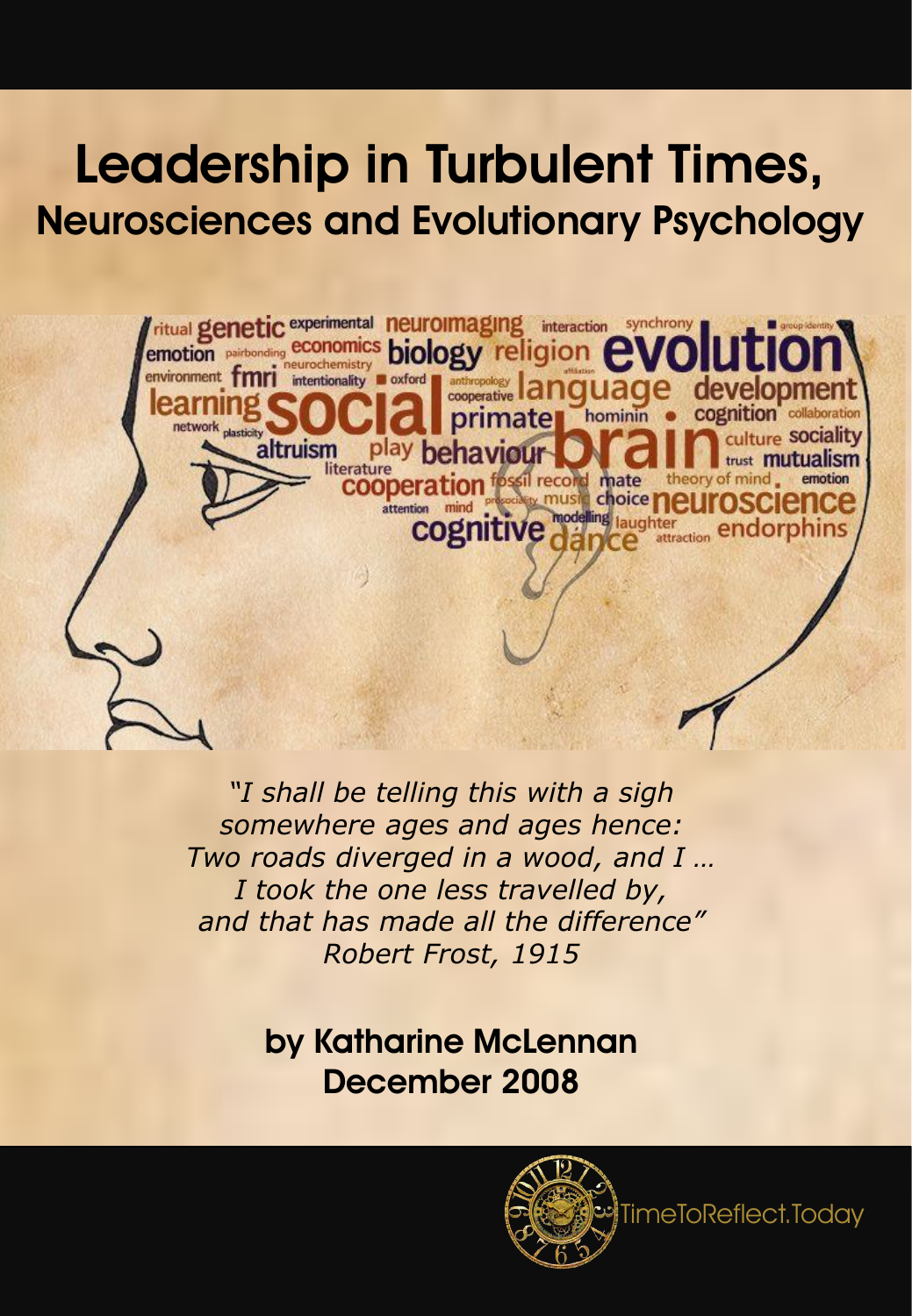# Leadership in Turbulent Times,
## Neurosciences and Evolutionary Psychology

*"I shall be telling this with a sigh*
*somewhere ages and ages hence:*
*Two roads diverged in a wood, and I …*
*I took the one less travelled by,*
*and that has made all the difference"*
*Robert Frost, 1915*

**by Katharine McLennan**
**December 2008**

TimeToReflect.Today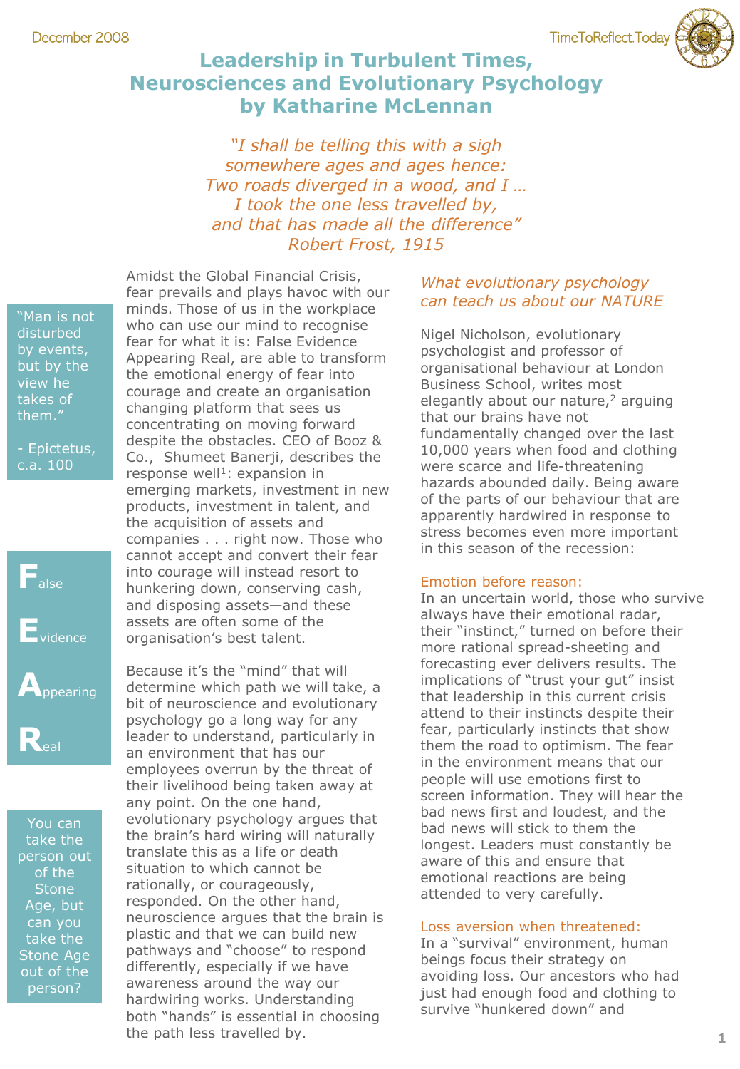# Leadership in Turbulent Times, Neurosciences and Evolutionary Psychology by Katharine McLennan

*"I shall be telling this with a sigh*
*somewhere ages and ages hence:*
*Two roads diverged in a wood, and I …*
*I took the one less travelled by,*
*and that has made all the difference"*
*Robert Frost, 1915*

> "Man is not disturbed by events, but by the view he takes of them."
>
> - Epictetus, c.a. 100

> **F**alse
>
> **E**vidence
>
> **A**ppearing
>
> **R**eal

> You can take the person out of the Stone Age, but can you take the Stone Age out of the person?

Amidst the Global Financial Crisis, fear prevails and plays havoc with our minds. Those of us in the workplace who can use our mind to recognise fear for what it is: False Evidence Appearing Real, are able to transform the emotional energy of fear into courage and create an organisation changing platform that sees us concentrating on moving forward despite the obstacles. CEO of Booz & Co., Shumeet Banerji, describes the response well[1]: expansion in emerging markets, investment in new products, investment in talent, and the acquisition of assets and companies . . . right now. Those who cannot accept and convert their fear into courage will instead resort to hunkering down, conserving cash, and disposing assets—and these assets are often some of the organisation's best talent.

Because it's the "mind" that will determine which path we will take, a bit of neuroscience and evolutionary psychology go a long way for any leader to understand, particularly in an environment that has our employees overrun by the threat of their livelihood being taken away at any point. On the one hand, evolutionary psychology argues that the brain's hard wiring will naturally translate this as a life or death situation to which cannot be rationally, or courageously, responded. On the other hand, neuroscience argues that the brain is plastic and that we can build new pathways and "choose" to respond differently, especially if we have awareness around the way our hardwiring works. Understanding both "hands" is essential in choosing the path less travelled by.

## *What evolutionary psychology can teach us about our NATURE*

Nigel Nicholson, evolutionary psychologist and professor of organisational behaviour at London Business School, writes most elegantly about our nature,[2] arguing that our brains have not fundamentally changed over the last 10,000 years when food and clothing were scarce and life-threatening hazards abounded daily. Being aware of the parts of our behaviour that are apparently hardwired in response to stress becomes even more important in this season of the recession:

### Emotion before reason:

In an uncertain world, those who survive always have their emotional radar, their "instinct," turned on before their more rational spread-sheeting and forecasting ever delivers results. The implications of "trust your gut" insist that leadership in this current crisis attend to their instincts despite their fear, particularly instincts that show them the road to optimism. The fear in the environment means that our people will use emotions first to screen information. They will hear the bad news first and loudest, and the bad news will stick to them the longest. Leaders must constantly be aware of this and ensure that emotional reactions are being attended to very carefully.

### Loss aversion when threatened:

In a "survival" environment, human beings focus their strategy on avoiding loss. Our ancestors who had just had enough food and clothing to survive "hunkered down" and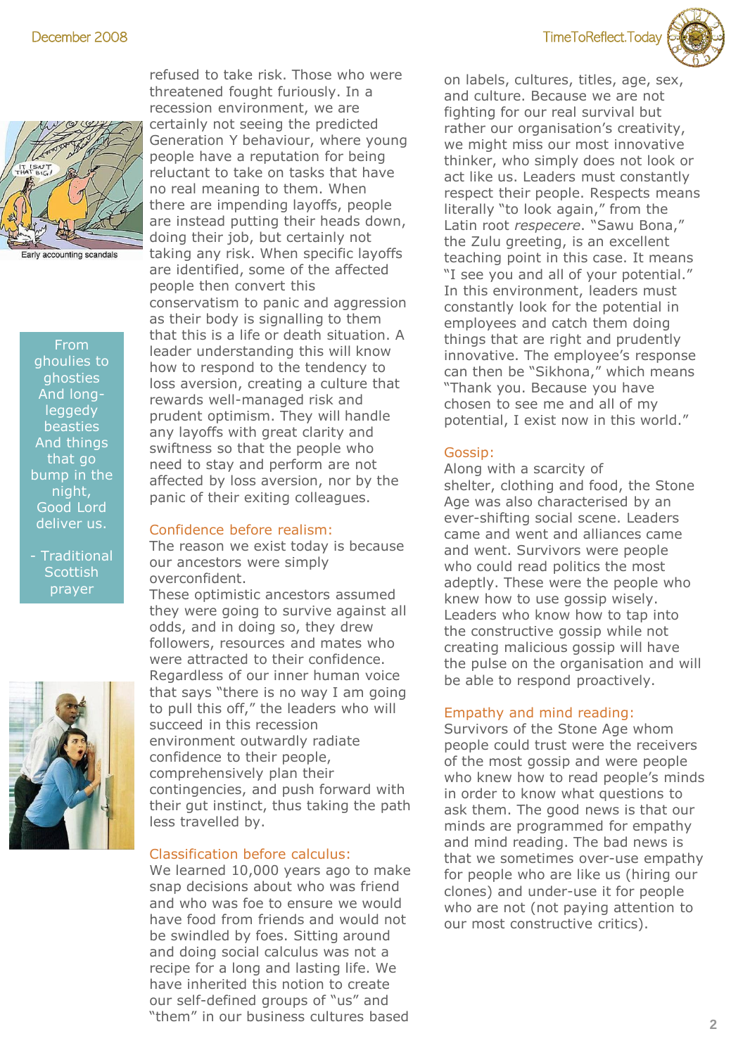Early accounting scandals

> From ghoulies to ghosties
> And long-leggedy beasties
> And things that go bump in the night,
> Good Lord deliver us.
>
> - Traditional Scottish prayer

refused to take risk. Those who were threatened fought furiously. In a recession environment, we are certainly not seeing the predicted Generation Y behaviour, where young people have a reputation for being reluctant to take on tasks that have no real meaning to them. When there are impending layoffs, people are instead putting their heads down, doing their job, but certainly not taking any risk. When specific layoffs are identified, some of the affected people then convert this conservatism to panic and aggression as their body is signalling to them that this is a life or death situation. A leader understanding this will know how to respond to the tendency to loss aversion, creating a culture that rewards well-managed risk and prudent optimism. They will handle any layoffs with great clarity and swiftness so that the people who need to stay and perform are not affected by loss aversion, nor by the panic of their exiting colleagues.

## Confidence before realism:

The reason we exist today is because our ancestors were simply overconfident.
These optimistic ancestors assumed they were going to survive against all odds, and in doing so, they drew followers, resources and mates who were attracted to their confidence. Regardless of our inner voice that says "there is no way I am going to pull this off," the leaders who will succeed in this recession environment outwardly radiate confidence to their people, comprehensively plan their contingencies, and push forward with their gut instinct, thus taking the path less travelled by.

## Classification before calculus:

We learned 10,000 years ago to make snap decisions about who was friend and who was foe to ensure we would have food from friends and would not be swindled by foes. Sitting around and doing social calculus was not a recipe for a long and lasting life. We have inherited this notion to create our self-defined groups of "us" and "them" in our business cultures based on labels, cultures, titles, age, sex, and culture. Because we are not fighting for our real survival but rather our organisation's creativity, we might miss our most innovative thinker, who simply does not look or act like us. Leaders must constantly respect their people. Respects means literally "to look again," from the Latin root *respecere*. "Sawu Bona," the Zulu greeting, is an excellent teaching point in this case. It means "I see you and all of your potential." In this environment, leaders must constantly look for the potential in employees and catch them doing things that are right and prudently innovative. The employee's response can then be "Sikhona," which means "Thank you. Because you have chosen to see me and all of my potential, I exist now in this world."

## Gossip:

Along with a scarcity of shelter, clothing and food, the Stone Age was also characterised by an ever-shifting social scene. Leaders came and went and alliances came and went. Survivors were people who could read politics the most adeptly. These were the people who knew how to use gossip wisely. Leaders who know how to tap into the constructive gossip while not creating malicious gossip will have the pulse on the organisation and will be able to respond proactively.

## Empathy and mind reading:

Survivors of the Stone Age whom people could trust were the receivers of the most gossip and were people who knew how to read people's minds in order to know what questions to ask them. The good news is that our minds are programmed for empathy and mind reading. The bad news is that we sometimes over-use empathy for people who are like us (hiring our clones) and under-use it for people who are not (not paying attention to our most constructive critics).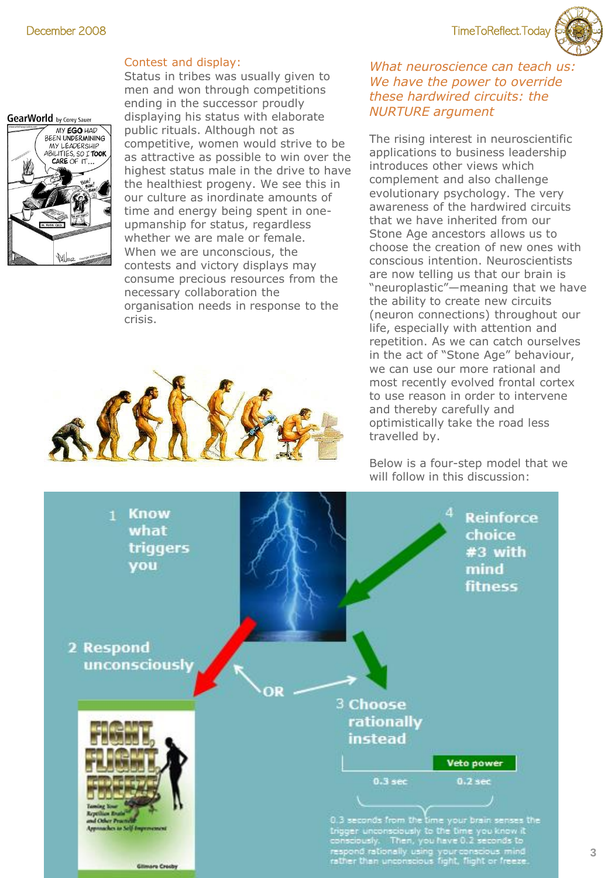## Contest and display:

Status in tribes was usually given to men and won through competitions ending in the successor proudly displaying his status with elaborate public rituals. Although not as competitive, women would strive to be as attractive as possible to win over the highest status male in the drive to have the healthiest progeny. We see this in our culture as inordinate amounts of time and energy being spent in one-upmanship for status, regardless whether we are male or female. When we are unconscious, the contests and victory displays may consume precious resources from the necessary collaboration the organisation needs in response to the crisis.

## *What neuroscience can teach us: We have the power to override these hardwired circuits: the NURTURE argument*

The rising interest in neuroscientific applications to business leadership introduces other views which complement and also challenge evolutionary psychology. The very awareness of the hardwired circuits that we have inherited from our Stone Age ancestors allows us to choose the creation of new ones with conscious intention. Neuroscientists are now telling us that our brain is "neuroplastic"—meaning that we have the ability to create new circuits (neuron connections) throughout our life, especially with attention and repetition. As we can catch ourselves in the act of "Stone Age" behaviour, we can use our more rational and most recently evolved frontal cortex to use reason in order to intervene and thereby carefully and optimistically take the road less travelled by.

Below is a four-step model that we will follow in this discussion:

1 Know what triggers you

2 Respond unconsciously

OR

3 Choose rationally instead

4 Reinforce choice #3 with mind fitness

0.3 sec | Veto power 0.2 sec

0.3 seconds from the time your brain senses the trigger unconsciously to the time you know it consciously. Then, you have 0.2 seconds to respond rationally using your conscious mind rather than unconscious fight, flight or freeze.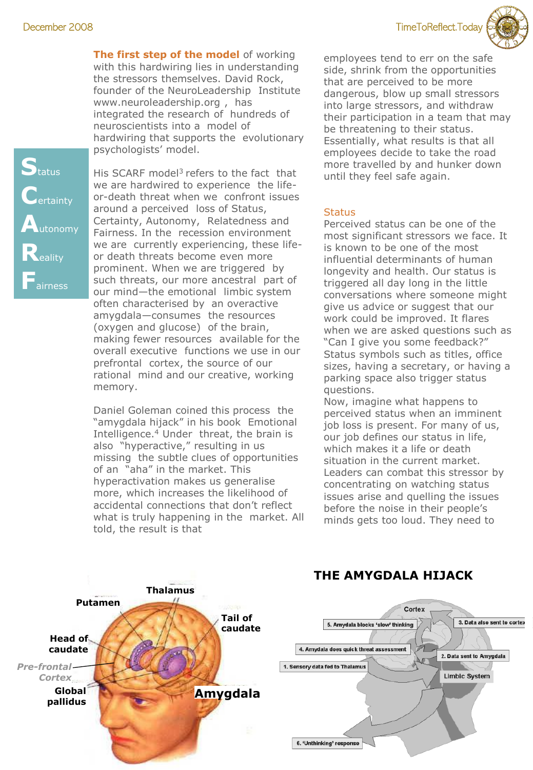**The first step of the model** of working with this hardwiring lies in understanding the stressors themselves. David Rock, founder of the NeuroLeadership Institute www.neuroleadership.org , has integrated the research of hundreds of neuroscientists into a model of hardwiring that supports the evolutionary psychologists' model.

**S**tatus
**C**ertainty
**A**utonomy
**R**eality
**F**airness

His SCARF model[3] refers to the fact that we are hardwired to experience the life-or-death threat when we confront issues around a perceived loss of Status, Certainty, Autonomy, Relatedness and Fairness. In the recession environment we are currently experiencing, these life-or death threats become even more prominent. When we are triggered by such threats, our more ancestral part of our mind—the emotional limbic system often characterised by an overactive amygdala—consumes the resources (oxygen and glucose) of the brain, making fewer resources available for the overall executive functions we use in our prefrontal cortex, the source of our rational mind and our creative, working memory.

Daniel Goleman coined this process the "amygdala hijack" in his book Emotional Intelligence.[4] Under threat, the brain is also "hyperactive," resulting in us missing the subtle clues of opportunities of an "aha" in the market. This hyperactivation makes us generalise more, which increases the likelihood of accidental connections that don't reflect what is truly happening in the market. All told, the result is that employees tend to err on the safe side, shrink from the opportunities that are perceived to be more dangerous, blow up small stressors into large stressors, and withdraw their participation in a team that may be threatening to their status. Essentially, what results is that all employees decide to take the road more travelled by and hunker down until they feel safe again.

## Status

Perceived status can be one of the most significant stressors we face. It is known to be one of the most influential determinants of human longevity and health. Our status is triggered all day long in the little conversations where someone might give us advice or suggest that our work could be improved. It flares when we are asked questions such as "Can I give you some feedback?" Status symbols such as titles, office sizes, having a secretary, or having a parking space also trigger status questions.
Now, imagine what happens to perceived status when an imminent job loss is present. For many of us, our job defines our status in life, which makes it a life or death situation in the current market. Leaders can combat this stressor by concentrating on watching status issues arise and quelling the issues before the noise in their people's minds gets too loud. They need to

Thalamus
Putamen
Tail of caudate
Head of caudate
Pre-frontal Cortex
Global pallidus
Amygdala

## THE AMYGDALA HIJACK

Cortex
5. Amydala blocks 'slow' thinking
3. Data also sent to cortex
4. Amydala does quick threat assessment
2. Data sent to Amygdala
1. Sensory data fed to Thalamus
Limbic System
6. 'Unthinking' response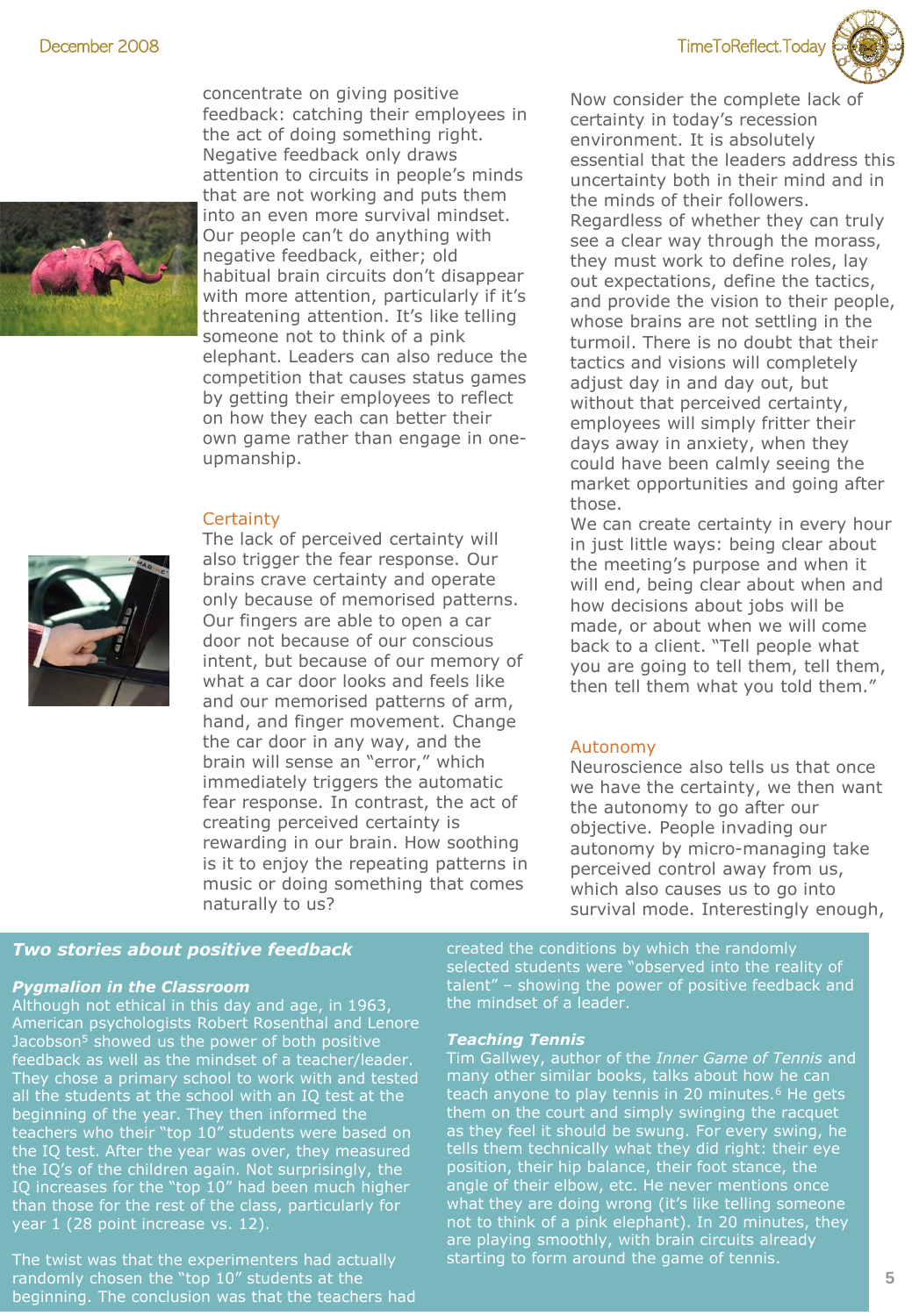concentrate on giving positive feedback: catching their employees in the act of doing something right. Negative feedback only draws attention to circuits in people's minds that are not working and puts them into an even more survival mindset. Our people can't do anything with negative feedback, either; old habitual brain circuits don't disappear with more attention, particularly if it's threatening attention. It's like telling someone not to think of a pink elephant. Leaders can also reduce the competition that causes status games by getting their employees to reflect on how they each can better their own game rather than engage in one-upmanship.

## Certainty

The lack of perceived certainty will also trigger the fear response. Our brains crave certainty and operate only because of memorised patterns. Our fingers are able to open a car door not because of our conscious intent, but because of our memory of what a car door looks and feels like and our memorised patterns of arm, hand, and finger movement. Change the car door in any way, and the brain will sense an "error," which immediately triggers the automatic fear response. In contrast, the act of creating perceived certainty is rewarding in our brain. How soothing is it to enjoy the repeating patterns in music or doing something that comes naturally to us?

Now consider the complete lack of certainty in today's recession environment. It is absolutely essential that the leaders address this uncertainty both in their mind and in the minds of their followers. Regardless of whether they can truly see a clear way through the morass, they must work to define roles, lay out expectations, define the tactics, and provide the vision to their people, whose brains are not settling in the turmoil. There is no doubt that their tactics and visions will completely adjust day in and day out, but without that perceived certainty, employees will simply fritter their days away in anxiety, when they could have been calmly seeing the market opportunities and going after those.

We can create certainty in every hour in just little ways: being clear about the meeting's purpose and when it will end, being clear about when and how decisions about jobs will be made, or about when we will come back to a client. "Tell people what you are going to tell them, tell them, then tell them what you told them."

## Autonomy

Neuroscience also tells us that once we have the certainty, we then want the autonomy to go after our objective. People invading our autonomy by micro-managing take perceived control away from us, which also causes us to go into survival mode. Interestingly enough,

### *Two stories about positive feedback*

***Pygmalion in the Classroom***

Although not ethical in this day and age, in 1963, American psychologists Robert Rosenthal and Lenore Jacobson[5] showed us the power of both positive feedback as well as the mindset of a teacher/leader. They chose a primary school to work with and tested all the students at the school with an IQ test at the beginning of the year. They then informed the teachers who their "top 10" students were based on the IQ test. After the year was over, they measured the IQ's of the children again. Not surprisingly, the IQ increases for the "top 10" had been much higher than those for the rest of the class, particularly for year 1 (28 point increase vs. 12).

The twist was that the experimenters had actually randomly chosen the "top 10" students at the beginning. The conclusion was that the teachers had created the conditions by which the randomly selected students were "observed into the reality of talent" – showing the power of positive feedback and the mindset of a leader.

***Teaching Tennis***

Tim Gallwey, author of the *Inner Game of Tennis* and many other similar books, talks about how he can teach anyone to play tennis in 20 minutes.[6] He gets them on the court and simply swinging the racquet as they feel it should be swung. For every swing, he tells them technically what they did right: their eye position, their hip balance, their foot stance, the angle of their elbow, etc. He never mentions once what they are doing wrong (it's like telling someone not to think of a pink elephant). In 20 minutes, they are playing smoothly, with brain circuits already starting to form around the game of tennis.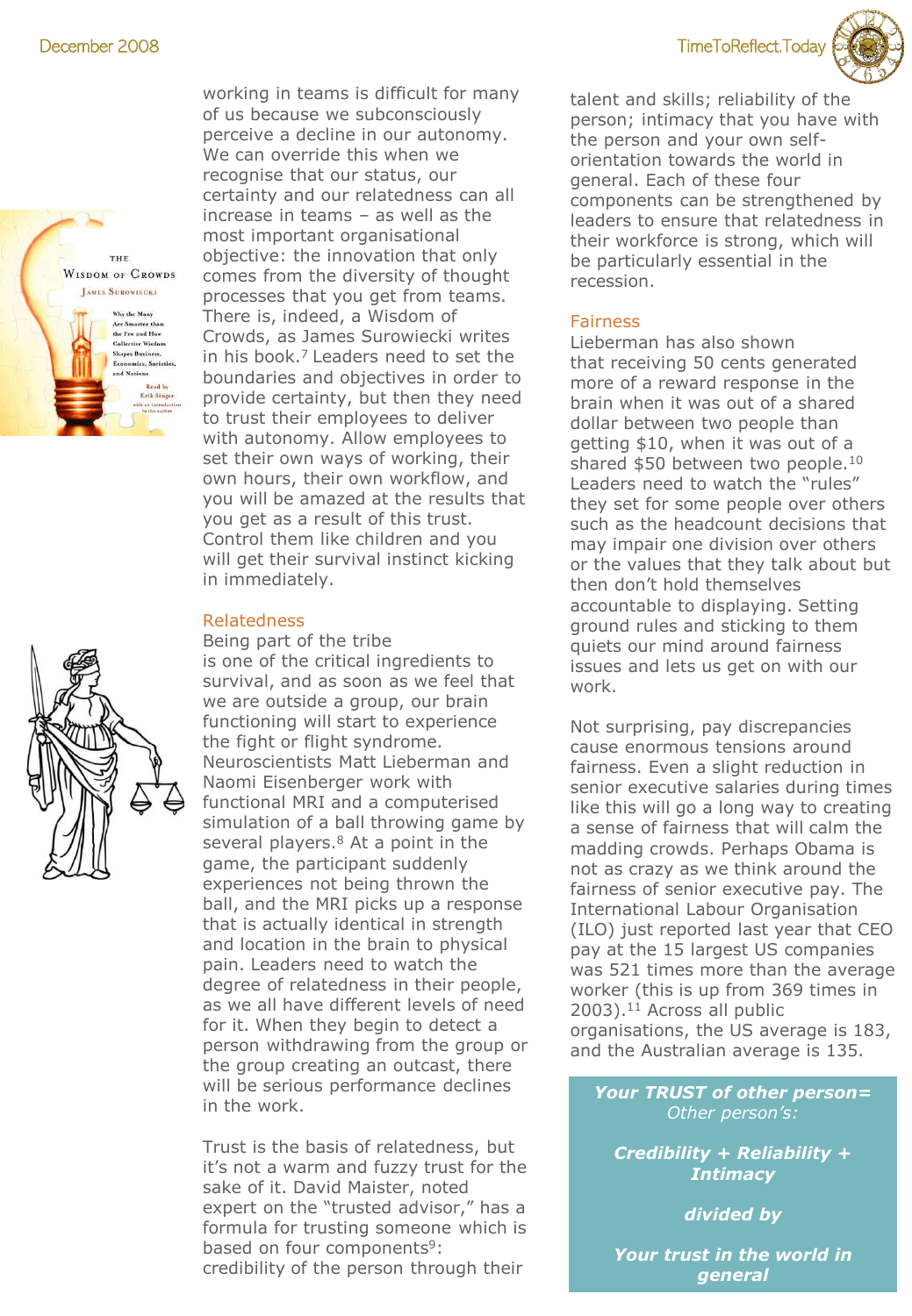working in teams is difficult for many of us because we subconsciously perceive a decline in our autonomy. We can override this when we recognise that our status, our certainty and our relatedness can all increase in teams – as well as the most important organisational objective: the innovation that only comes from the diversity of thought processes that you get from teams. There is, indeed, a Wisdom of Crowds, as James Surowiecki writes in his book.[7] Leaders need to set the boundaries and objectives in order to provide certainty, but then they need to trust their employees to deliver with autonomy. Allow employees to set their own ways of working, their own hours, their own workflow, and you will be amazed at the results that you get as a result of this trust. Control them like children and you will get their survival instinct kicking in immediately.

## Relatedness

Being part of the tribe is one of the critical ingredients to survival, and as soon as we feel that we are outside a group, our brain functioning will start to experience the fight or flight syndrome. Neuroscientists Matt Lieberman and Naomi Eisenberger work with functional MRI and a computerised simulation of a ball throwing game by several players.[8] At a point in the game, the participant suddenly experiences not being thrown the ball, and the MRI picks up a response that is actually identical in strength and location in the brain to physical pain. Leaders need to watch the degree of relatedness in their people, as we all have different levels of need for it. When they begin to detect a person withdrawing from the group or the group creating an outcast, there will be serious performance declines in the work.

Trust is the basis of relatedness, but it's not a warm and fuzzy trust for the sake of it. David Maister, noted expert on the "trusted advisor," has a formula for trusting someone which is based on four components[9]: credibility of the person through their talent and skills; reliability of the person; intimacy that you have with the person and your own self-orientation towards the world in general. Each of these four components can be strengthened by leaders to ensure that relatedness in their workforce is strong, which will be particularly essential in the recession.

## Fairness

Lieberman has also shown that receiving 50 cents generated more of a reward response in the brain when it was out of a shared dollar between two people than getting $10, when it was out of a shared $50 between two people.[10] Leaders need to watch the "rules" they set for some people over others such as the headcount decisions that may impair one division over others or the values that they talk about but then don't hold themselves accountable to displaying. Setting ground rules and sticking to them quiets our mind around fairness issues and lets us get on with our work.

Not surprising, pay discrepancies cause enormous tensions around fairness. Even a slight reduction in senior executive salaries during times like this will go a long way to creating a sense of fairness that will calm the madding crowds. Perhaps Obama is not as crazy as we think around the fairness of senior executive pay. The International Labour Organisation (ILO) just reported last year that CEO pay at the 15 largest US companies was 521 times more than the average worker (this is up from 369 times in 2003).[11] Across all public organisations, the US average is 183, and the Australian average is 135.

***Your TRUST of other person=***
*Other person's:*

***Credibility + Reliability + Intimacy***

***divided by***

***Your trust in the world in general***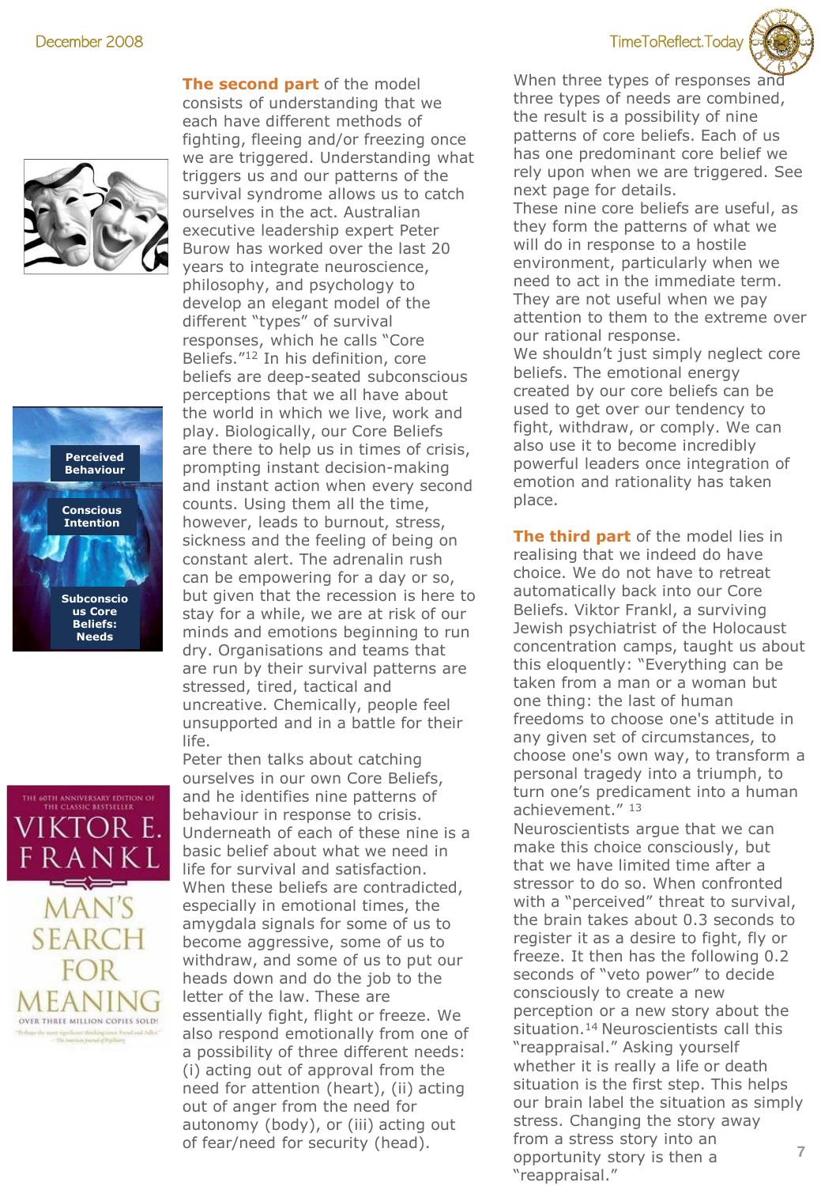**The second part** of the model consists of understanding that we each have different methods of fighting, fleeing and/or freezing once we are triggered. Understanding what triggers us and our patterns of the survival syndrome allows us to catch ourselves in the act. Australian executive leadership expert Peter Burow has worked over the last 20 years to integrate neuroscience, philosophy, and psychology to develop an elegant model of the different "types" of survival responses, which he calls "Core Beliefs."[12] In his definition, core beliefs are deep-seated subconscious perceptions that we all have about the world in which we live, work and play. Biologically, our Core Beliefs are there to help us in times of crisis, prompting instant decision-making and instant action when every second counts. Using them all the time, however, leads to burnout, stress, sickness and the feeling of being on constant alert. The adrenalin rush can be empowering for a day or so, but given that the recession is here to stay for a while, we are at risk of our minds and emotions beginning to run dry. Organisations and teams that are run by their survival patterns are stressed, tired, tactical and uncreative. Chemically, people feel unsupported and in a battle for their life.

Peter then talks about catching ourselves in our own Core Beliefs, and he identifies nine patterns of behaviour in response to crisis. Underneath of each of these nine is a basic belief about what we need in life for survival and satisfaction. When these beliefs are contradicted, especially in emotional times, the amygdala signals for some of us to become aggressive, some of us to withdraw, and some of us to put our heads down and do the job to the letter of the law. These are essentially fight, flight or freeze. We also respond emotionally from one of a possibility of three different needs: (i) acting out of approval from the need for attention (heart), (ii) acting out of anger from the need for autonomy (body), or (iii) acting out of fear/need for security (head).

When three types of responses and three types of needs are combined, the result is a possibility of nine patterns of core beliefs. Each of us has one predominant core belief we rely upon when we are triggered. See next page for details.

These nine core beliefs are useful, as they form the patterns of what we will do in response to a hostile environment, particularly when we need to act in the immediate term. They are not useful when we pay attention to them to the extreme over our rational response.

We shouldn't just simply neglect core beliefs. The emotional energy created by our core beliefs can be used to get over our tendency to fight, withdraw, or comply. We can also use it to become incredibly powerful leaders once integration of emotion and rationality has taken place.

**The third part** of the model lies in realising that we indeed do have choice. We do not have to retreat automatically back into our Core Beliefs. Viktor Frankl, a surviving Jewish psychiatrist of the Holocaust concentration camps, taught us about this eloquently: "Everything can be taken from a man or a woman but one thing: the last of human freedoms to choose one's attitude in any given set of circumstances, to choose one's own way, to transform a personal tragedy into a triumph, to turn one's predicament into a human achievement." [13]

Neuroscientists argue that we can make this choice consciously, but that we have limited time after a stressor to do so. When confronted with a "perceived" threat to survival, the brain takes about 0.3 seconds to register it as a desire to fight, fly or freeze. It then has the following 0.2 seconds of "veto power" to decide consciously to create a new perception or a new story about the situation.[14] Neuroscientists call this "reappraisal." Asking yourself whether it is really a life or death situation is the first step. This helps our brain label the situation as simply stress. Changing the story away from a stress story into an opportunity story is then a "reappraisal."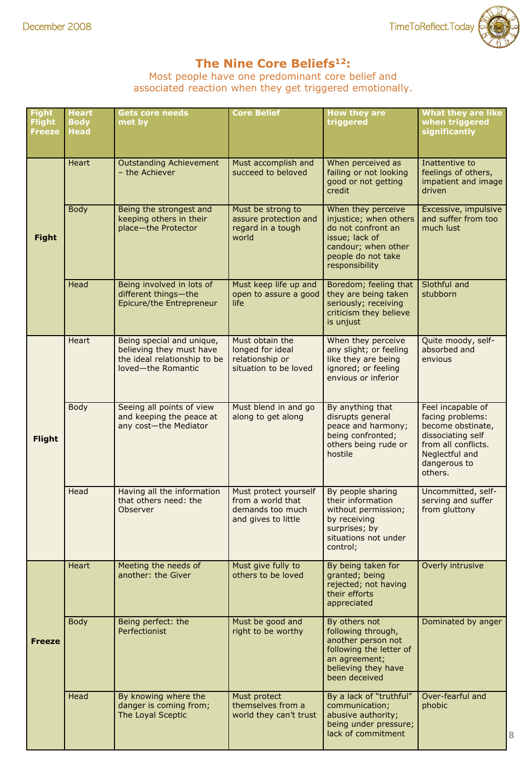## The Nine Core Beliefs[12]:

Most people have one predominant core belief and associated reaction when they get triggered emotionally.

| Fight Flight Freeze | Heart Body Head | Gets core needs met by | Core Belief | How they are triggered | What they are like when triggered significantly |
|---|---|---|---|---|---|
| **Fight** | Heart | Outstanding Achievement – the Achiever | Must accomplish and succeed to beloved | When perceived as failing or not looking good or not getting credit | Inattentive to feelings of others, impatient and image driven |
| | Body | Being the strongest and keeping others in their place—the Protector | Must be strong to assure protection and regard in a tough world | When they perceive injustice; when others do not confront an issue; lack of candour; when other people do not take responsibility | Excessive, impulsive and suffer from too much lust |
| | Head | Being involved in lots of different things—the Epicure/the Entrepreneur | Must keep life up and open to assure a good life | Boredom; feeling that they are being taken seriously; receiving criticism they believe is unjust | Slothful and stubborn |
| **Flight** | Heart | Being special and unique, believing they must have the ideal relationship to be loved—the Romantic | Must obtain the longed for ideal relationship or situation to be loved | When they perceive any slight; or feeling like they are being ignored; or feeling envious or inferior | Quite moody, self-absorbed and envious |
| | Body | Seeing all points of view and keeping the peace at any cost—the Mediator | Must blend in and go along to get along | By anything that disrupts general peace and harmony; being confronted; others being rude or hostile | Feel incapable of facing problems: become obstinate, dissociating self from all conflicts. Neglectful and dangerous to others. |
| | Head | Having all the information that others need: the Observer | Must protect yourself from a world that demands too much and gives to little | By people sharing their information without permission; by receiving surprises; by situations not under control; | Uncommitted, self-serving and suffer from gluttony |
| **Freeze** | Heart | Meeting the needs of another: the Giver | Must give fully to others to be loved | By being taken for granted; being rejected; not having their efforts appreciated | Overly intrusive |
| | Body | Being perfect: the Perfectionist | Must be good and right to be worthy | By others not following through, another person not following the letter of an agreement; believing they have been deceived | Dominated by anger |
| | Head | By knowing where the danger is coming from; The Loyal Sceptic | Must protect themselves from a world they can't trust | By a lack of "truthful" communication; abusive authority; being under pressure; lack of commitment | Over-fearful and phobic |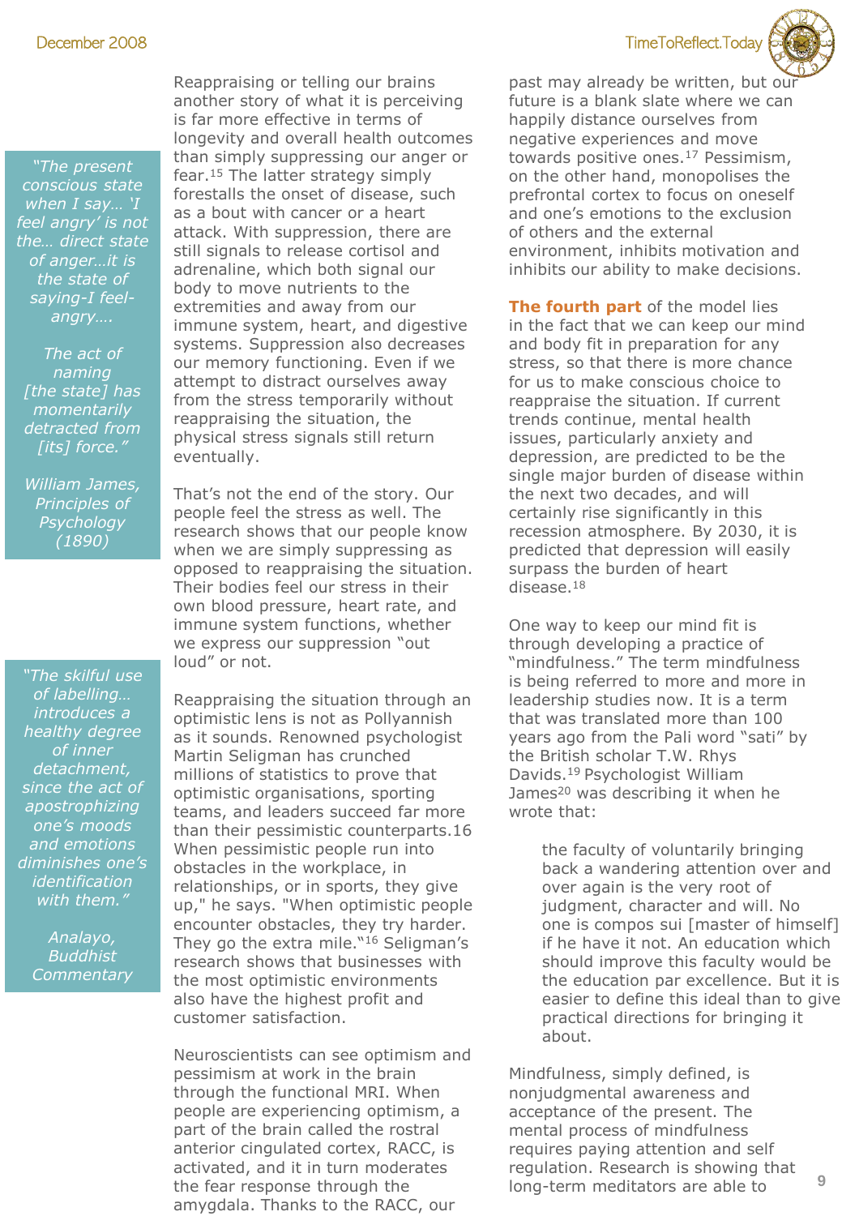> *"The present conscious state when I say… 'I feel angry' is not the… direct state of anger…it is the state of saying-I feel-angry….*
>
> *The act of naming [the state] has momentarily detracted from [its] force."*
>
> *William James, Principles of Psychology (1890)*

> *"The skilful use of labelling… introduces a healthy degree of inner detachment, since the act of apostrophizing one's moods and emotions diminishes one's identification with them."*
>
> *Analayo, Buddhist Commentary*

Reappraising or telling our brains another story of what it is perceiving is far more effective in terms of longevity and overall health outcomes than simply suppressing our anger or fear.[15] The latter strategy simply forestalls the onset of disease, such as a bout with cancer or a heart attack. With suppression, there are still signals to release cortisol and adrenaline, which both signal our body to move nutrients to the extremities and away from our immune system, heart, and digestive systems. Suppression also decreases our memory functioning. Even if we attempt to distract ourselves away from the stress temporarily without reappraising the situation, the physical stress signals still return eventually.

That's not the end of the story. Our people feel the stress as well. The research shows that our people know when we are simply suppressing as opposed to reappraising the situation. Their bodies feel our stress in their own blood pressure, heart rate, and immune system functions, whether we express our suppression "out loud" or not.

Reappraising the situation through an optimistic lens is not as Pollyannish as it sounds. Renowned psychologist Martin Seligman has crunched millions of statistics to prove that optimistic organisations, sporting teams, and leaders succeed far more than their pessimistic counterparts.16 When pessimistic people run into obstacles in the workplace, in relationships, or in sports, they give up," he says. "When optimistic people encounter obstacles, they try harder. They go the extra mile."[16] Seligman's research shows that businesses with the most optimistic environments also have the highest profit and customer satisfaction.

Neuroscientists can see optimism and pessimism at work in the brain through the functional MRI. When people are experiencing optimism, a part of the brain called the rostral anterior cingulated cortex, RACC, is activated, and it in turn moderates the fear response through the amygdala. Thanks to the RACC, our past may already be written, but our future is a blank slate where we can happily distance ourselves from negative experiences and move towards positive ones.[17] Pessimism, on the other hand, monopolises the prefrontal cortex to focus on oneself and one's emotions to the exclusion of others and the external environment, inhibits motivation and inhibits our ability to make decisions.

**The fourth part** of the model lies in the fact that we can keep our mind and body fit in preparation for any stress, so that there is more chance for us to make conscious choice to reappraise the situation. If current trends continue, mental health issues, particularly anxiety and depression, are predicted to be the single major burden of disease within the next two decades, and will certainly rise significantly in this recession atmosphere. By 2030, it is predicted that depression will easily surpass the burden of heart disease.[18]

One way to keep our mind fit is through developing a practice of "mindfulness." The term mindfulness is being referred to more and more in leadership studies now. It is a term that was translated more than 100 years ago from the Pali word "sati" by the British scholar T.W. Rhys Davids.[19] Psychologist William James[20] was describing it when he wrote that:

> the faculty of voluntarily bringing back a wandering attention over and over again is the very root of judgment, character and will. No one is compos sui [master of himself] if he have it not. An education which should improve this faculty would be the education par excellence. But it is easier to define this ideal than to give practical directions for bringing it about.

Mindfulness, simply defined, is nonjudgmental awareness and acceptance of the present. The mental process of mindfulness requires paying attention and self regulation. Research is showing that long-term meditators are able to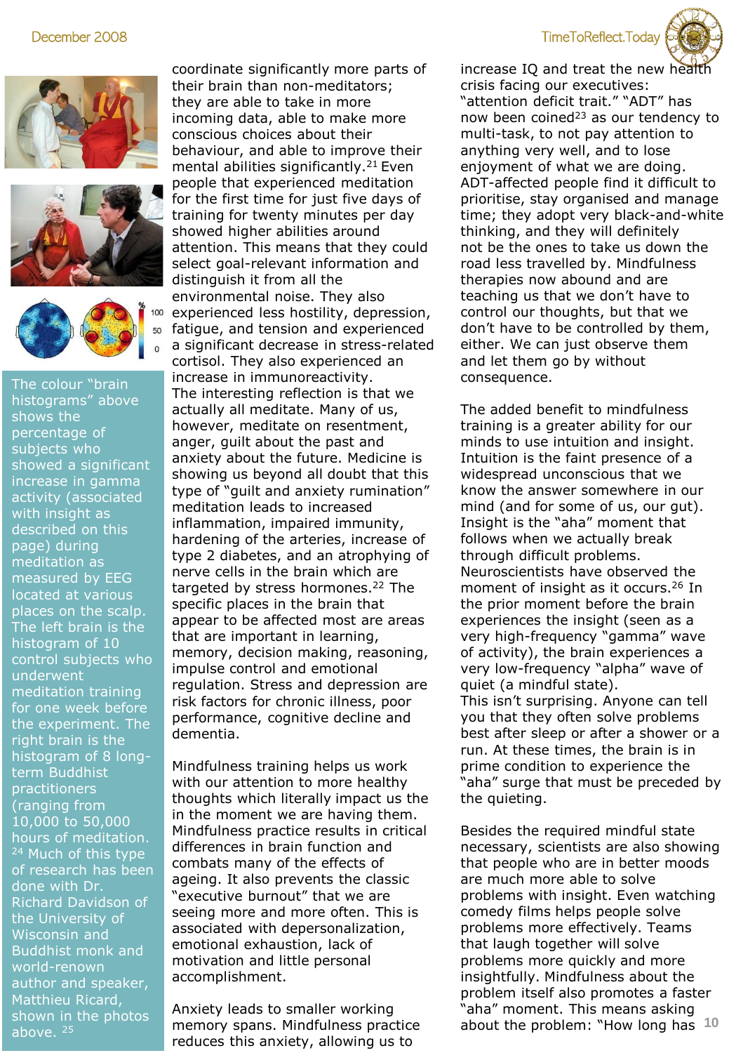The colour "brain histograms" above shows the percentage of subjects who showed a significant increase in gamma activity (associated with insight as described on this page) during meditation as measured by EEG located at various places on the scalp. The left brain is the histogram of 10 control subjects who underwent meditation training for one week before the experiment. The right brain is the histogram of 8 long-term Buddhist practitioners (ranging from 10,000 to 50,000 hours of meditation.[24] Much of this type of research has been done with Dr. Richard Davidson of the University of Wisconsin and Buddhist monk and world-renown author and speaker, Matthieu Ricard, shown in the photos above.[25]

coordinate significantly more parts of their brain than non-meditators; they are able to take in more incoming data, able to make more conscious choices about their behaviour, and able to improve their mental abilities significantly.[21] Even people that experienced meditation for the first time for just five days of training for twenty minutes per day showed higher abilities around attention. This means that they could select goal-relevant information and distinguish it from all the environmental noise. They also experienced less hostility, depression, fatigue, and tension and experienced a significant decrease in stress-related cortisol. They also experienced an increase in immunoreactivity.

The interesting reflection is that we actually all meditate. Many of us, however, meditate on resentment, anger, guilt about the past and anxiety about the future. Medicine is showing us beyond all doubt that this type of "guilt and anxiety rumination" meditation leads to increased inflammation, impaired immunity, hardening of the arteries, increase of type 2 diabetes, and an atrophying of nerve cells in the brain which are targeted by stress hormones.[22] The specific places in the brain that appear to be affected most are areas that are important in learning, memory, decision making, reasoning, impulse control and emotional regulation. Stress and depression are risk factors for chronic illness, poor performance, cognitive decline and dementia.

Mindfulness training helps us work with our attention to more healthy thoughts which literally impact us the in the moment we are having them. Mindfulness practice results in critical differences in brain function and combats many of the effects of ageing. It also prevents the classic "executive burnout" that we are seeing more and more often. This is associated with depersonalization, emotional exhaustion, lack of motivation and little personal accomplishment.

Anxiety leads to smaller working memory spans. Mindfulness practice reduces this anxiety, allowing us to increase IQ and treat the new health crisis facing our executives: "attention deficit trait." "ADT" has now been coined[23] as our tendency to multi-task, to not pay attention to anything very well, and to lose enjoyment of what we are doing. ADT-affected people find it difficult to prioritise, stay organised and manage time; they adopt very black-and-white thinking, and they will definitely not be the ones to take us down the road less travelled by. Mindfulness therapies now abound and are teaching us that we don't have to control our thoughts, but that we don't have to be controlled by them, either. We can just observe them and let them go by without consequence.

The added benefit to mindfulness training is a greater ability for our minds to use intuition and insight. Intuition is the faint presence of a widespread unconscious that we know the answer somewhere in our mind (and for some of us, our gut). Insight is the "aha" moment that follows when we actually break through difficult problems. Neuroscientists have observed the moment of insight as it occurs.[26] In the prior moment before the brain experiences the insight (seen as a very high-frequency "gamma" wave of activity), the brain experiences a very low-frequency "alpha" wave of quiet (a mindful state).

This isn't surprising. Anyone can tell you that they often solve problems best after sleep or after a shower or a run. At these times, the brain is in prime condition to experience the "aha" surge that must be preceded by the quieting.

Besides the required mindful state necessary, scientists are also showing that people who are in better moods are much more able to solve problems with insight. Even watching comedy films helps people solve problems more effectively. Teams that laugh together will solve problems more quickly and more insightfully. Mindfulness about the problem itself also promotes a faster "aha" moment. This means asking about the problem: "How long has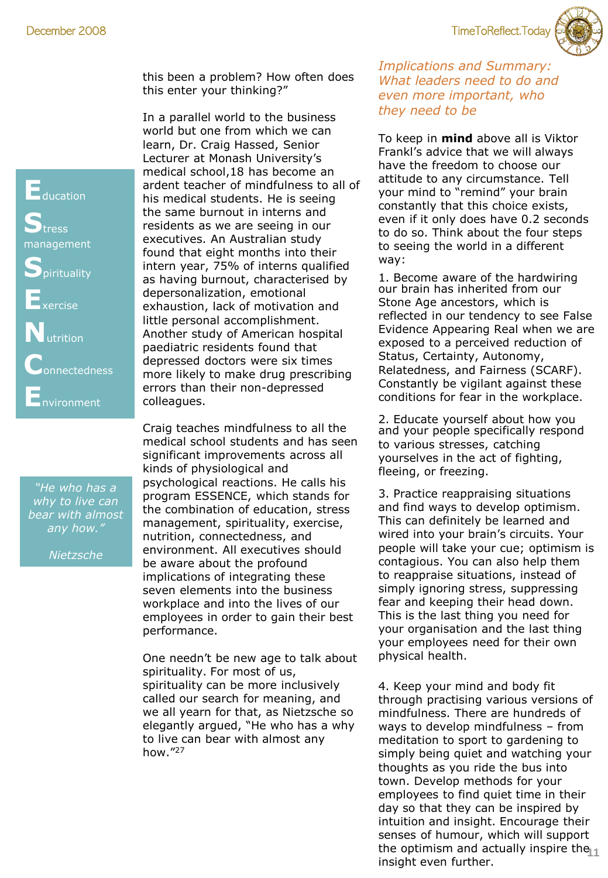this been a problem? How often does this enter your thinking?"

In a parallel world to the business world but one from which we can learn, Dr. Craig Hassed, Senior Lecturer at Monash University's medical school,18 has become an ardent teacher of mindfulness to all of his medical students. He is seeing the same burnout in interns and residents as we are seeing in our executives. An Australian study found that eight months into their intern year, 75% of interns qualified as having burnout, characterised by depersonalization, emotional exhaustion, lack of motivation and little personal accomplishment. Another study of American hospital paediatric residents found that depressed doctors were six times more likely to make drug prescribing errors than their non-depressed colleagues.

**E**ducation
**S**tress management
**S**pirituality
**E**xercise
**N**utrition
**C**onnectedness
**E**nvironment

Craig teaches mindfulness to all the medical school students and has seen significant improvements across all kinds of physiological and psychological reactions. He calls his program ESSENCE, which stands for the combination of education, stress management, spirituality, exercise, nutrition, connectedness, and environment. All executives should be aware about the profound implications of integrating these seven elements into the business workplace and into the lives of our employees in order to gain their best performance.

One needn't be new age to talk about spirituality. For most of us, spirituality can be more inclusively called our search for meaning, and we all yearn for that, as Nietzsche so elegantly argued, "He who has a why to live can bear with almost any how."[27]

*"He who has a why to live can bear with almost any how."*

*Nietzsche*

## *Implications and Summary: What leaders need to do and even more important, who they need to be*

To keep in **mind** above all is Viktor Frankl's advice that we will always have the freedom to choose our attitude to any circumstance. Tell your mind to "remind" your brain constantly that this choice exists, even if it only does have 0.2 seconds to do so. Think about the four steps to seeing the world in a different way:

1. Become aware of the hardwiring our brain has inherited from our Stone Age ancestors, which is reflected in our tendency to see False Evidence Appearing Real when we are exposed to a perceived reduction of Status, Certainty, Autonomy, Relatedness, and Fairness (SCARF). Constantly be vigilant against these conditions for fear in the workplace.

2. Educate yourself about how you and your people specifically respond to various stresses, catching yourselves in the act of fighting, fleeing, or freezing.

3. Practice reappraising situations and find ways to develop optimism. This can definitely be learned and wired into your brain's circuits. Your people will take your cue; optimism is contagious. You can also help them to reappraise situations, instead of simply ignoring stress, suppressing fear and keeping their head down. This is the last thing you need for your organisation and the last thing your employees need for their own physical health.

4. Keep your mind and body fit through practising various versions of mindfulness. There are hundreds of ways to develop mindfulness – from meditation to sport to gardening to simply being quiet and watching your thoughts as you ride the bus into town. Develop methods for your employees to find quiet time in their day so that they can be inspired by intuition and insight. Encourage their senses of humour, which will support the optimism and actually inspire the insight even further.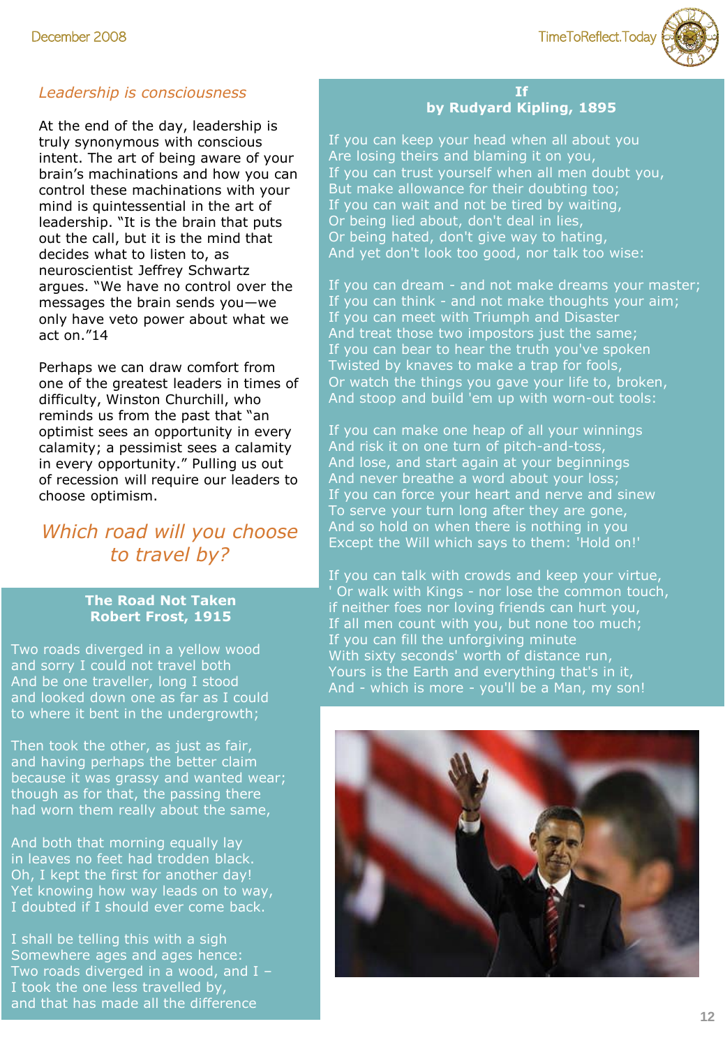*Leadership is consciousness*

At the end of the day, leadership is truly synonymous with conscious intent. The art of being aware of your brain's machinations and how you can control these machinations with your mind is quintessential in the art of leadership. "It is the brain that puts out the call, but it is the mind that decides what to listen to, as neuroscientist Jeffrey Schwartz argues. "We have no control over the messages the brain sends you—we only have veto power about what we act on."14

Perhaps we can draw comfort from one of the greatest leaders in times of difficulty, Winston Churchill, who reminds us from the past that "an optimist sees an opportunity in every calamity; a pessimist sees a calamity in every opportunity." Pulling us out of recession will require our leaders to choose optimism.

## *Which road will you choose to travel by?*

**The Road Not Taken**
**Robert Frost, 1915**

Two roads diverged in a yellow wood
and sorry I could not travel both
And be one traveller, long I stood
and looked down one as far as I could
to where it bent in the undergrowth;

Then took the other, as just as fair,
and having perhaps the better claim
because it was grassy and wanted wear;
though as for that, the passing there
had worn them really about the same,

And both that morning equally lay
in leaves no feet had trodden black.
Oh, I kept the first for another day!
Yet knowing how way leads on to way,
I doubted if I should ever come back.

I shall be telling this with a sigh
Somewhere ages and ages hence:
Two roads diverged in a wood, and I –
I took the one less travelled by,
and that has made all the difference

**If**
**by Rudyard Kipling, 1895**

If you can keep your head when all about you
Are losing theirs and blaming it on you,
If you can trust yourself when all men doubt you,
But make allowance for their doubting too;
If you can wait and not be tired by waiting,
Or being lied about, don't deal in lies,
Or being hated, don't give way to hating,
And yet don't look too good, nor talk too wise:

If you can dream - and not make dreams your master;
If you can think - and not make thoughts your aim;
If you can meet with Triumph and Disaster
And treat those two impostors just the same;
If you can bear to hear the truth you've spoken
Twisted by knaves to make a trap for fools,
Or watch the things you gave your life to, broken,
And stoop and build 'em up with worn-out tools:

If you can make one heap of all your winnings
And risk it on one turn of pitch-and-toss,
And lose, and start again at your beginnings
And never breathe a word about your loss;
If you can force your heart and nerve and sinew
To serve your turn long after they are gone,
And so hold on when there is nothing in you
Except the Will which says to them: 'Hold on!'

If you can talk with crowds and keep your virtue,
' Or walk with Kings - nor lose the common touch,
if neither foes nor loving friends can hurt you,
If all men count with you, but none too much;
If you can fill the unforgiving minute
With sixty seconds' worth of distance run,
Yours is the Earth and everything that's in it,
And - which is more - you'll be a Man, my son!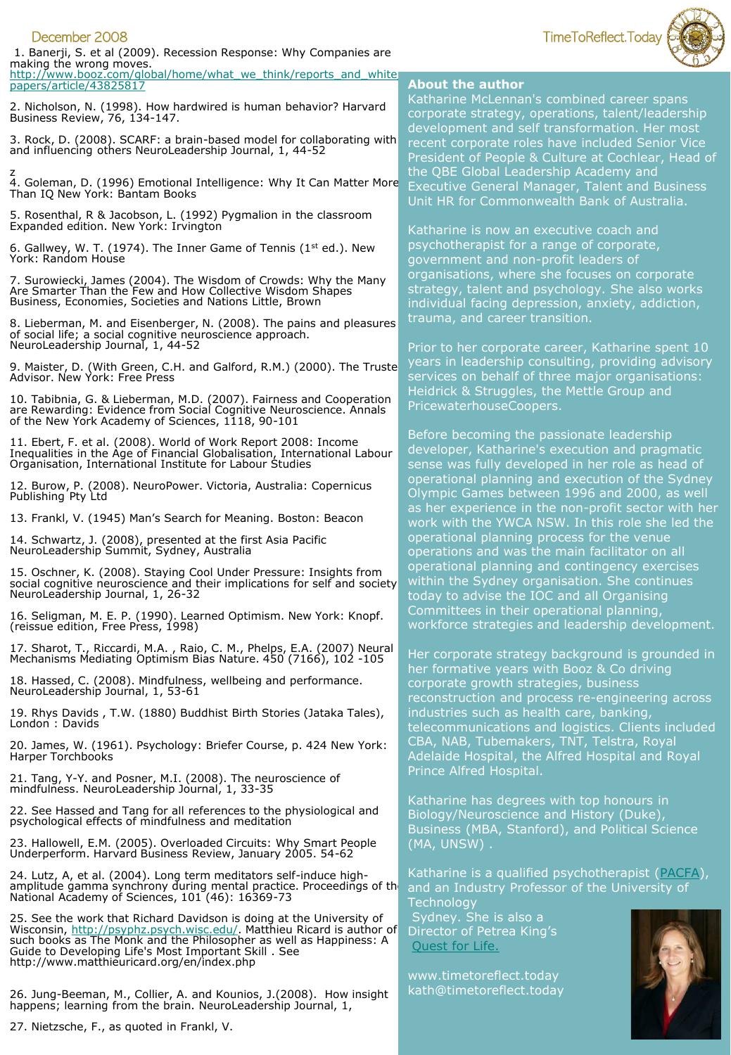1. Banerji, S. et al (2009). Recession Response: Why Companies are making the wrong moves. http://www.booz.com/global/home/what_we_think/reports_and_white papers/article/43825817

2. Nicholson, N. (1998). How hardwired is human behavior? Harvard Business Review, 76, 134-147.

3. Rock, D. (2008). SCARF: a brain-based model for collaborating with and influencing others NeuroLeadership Journal, 1, 44-52

z

4. Goleman, D. (1996) Emotional Intelligence: Why It Can Matter More Than IQ New York: Bantam Books

5. Rosenthal, R & Jacobson, L. (1992) Pygmalion in the classroom Expanded edition. New York: Irvington

6. Gallwey, W. T. (1974). The Inner Game of Tennis (1st ed.). New York: Random House

7. Surowiecki, James (2004). The Wisdom of Crowds: Why the Many Are Smarter Than the Few and How Collective Wisdom Shapes Business, Economies, Societies and Nations Little, Brown

8. Lieberman, M. and Eisenberger, N. (2008). The pains and pleasures of social life; a social cognitive neuroscience approach. NeuroLeadership Journal, 1, 44-52

9. Maister, D. (With Green, C.H. and Galford, R.M.) (2000). The Truste Advisor. New York: Free Press

10. Tabibnia, G. & Lieberman, M.D. (2007). Fairness and Cooperation are Rewarding: Evidence from Social Cognitive Neuroscience. Annals of the New York Academy of Sciences, 1118, 90-101

11. Ebert, F. et al. (2008). World of Work Report 2008: Income Inequalities in the Age of Financial Globalisation, International Labour Organisation, International Institute for Labour Studies

12. Burow, P. (2008). NeuroPower. Victoria, Australia: Copernicus Publishing Pty Ltd

13. Frankl, V. (1945) Man's Search for Meaning. Boston: Beacon

14. Schwartz, J. (2008), presented at the first Asia Pacific NeuroLeadership Summit, Sydney, Australia

15. Oschner, K. (2008). Staying Cool Under Pressure: Insights from social cognitive neuroscience and their implications for self and society NeuroLeadership Journal, 1, 26-32

16. Seligman, M. E. P. (1990). Learned Optimism. New York: Knopf. (reissue edition, Free Press, 1998)

17. Sharot, T., Riccardi, M.A. , Raio, C. M., Phelps, E.A. (2007) Neural Mechanisms Mediating Optimism Bias Nature. 450 (7166), 102 -105

18. Hassed, C. (2008). Mindfulness, wellbeing and performance. NeuroLeadership Journal, 1, 53-61

19. Rhys Davids , T.W. (1880) Buddhist Birth Stories (Jataka Tales), London : Davids

20. James, W. (1961). Psychology: Briefer Course, p. 424 New York: Harper Torchbooks

21. Tang, Y-Y. and Posner, M.I. (2008). The neuroscience of mindfulness. NeuroLeadership Journal, 1, 33-35

22. See Hassed and Tang for all references to the physiological and psychological effects of mindfulness and meditation

23. Hallowell, E.M. (2005). Overloaded Circuits: Why Smart People Underperform. Harvard Business Review, January 2005. 54-62

24. Lutz, A, et al. (2004). Long term meditators self-induce high-amplitude gamma synchrony during mental practice. Proceedings of the National Academy of Sciences, 101 (46): 16369-73

25. See the work that Richard Davidson is doing at the University of Wisconsin, http://psyphz.psych.wisc.edu/. Matthieu Ricard is author of such books as The Monk and the Philosopher as well as Happiness: A Guide to Developing Life's Most Important Skill . See http://www.matthieuricard.org/en/index.php

26. Jung-Beeman, M., Collier, A. and Kounios, J.(2008). How insight happens; learning from the brain. NeuroLeadership Journal, 1,

27. Nietzsche, F., as quoted in Frankl, V.

## About the author

Katharine McLennan's combined career spans corporate strategy, operations, talent/leadership development and self transformation. Her most recent corporate roles have included Senior Vice President of People & Culture at Cochlear, Head of the QBE Global Leadership Academy and Executive General Manager, Talent and Business Unit HR for Commonwealth Bank of Australia.

Katharine is now an executive coach and psychotherapist for a range of corporate, government and non-profit leaders of organisations, where she focuses on corporate strategy, talent and psychology. She also works individual facing depression, anxiety, addiction, trauma, and career transition.

Prior to her corporate career, Katharine spent 10 years in leadership consulting, providing advisory services on behalf of three major organisations: Heidrick & Struggles, the Mettle Group and PricewaterhouseCoopers.

Before becoming the passionate leadership developer, Katharine's execution and pragmatic sense was fully developed in her role as head of operational planning and execution of the Sydney Olympic Games between 1996 and 2000, as well as her experience in the non-profit sector with her work with the YWCA NSW. In this role she led the operational planning process for the venue operations and was the main facilitator on all operational planning and contingency exercises within the Sydney organisation. She continues today to advise the IOC and all Organising Committees in their operational planning, workforce strategies and leadership development.

Her corporate strategy background is grounded in her formative years with Booz & Co driving corporate growth strategies, business reconstruction and process re-engineering across industries such as health care, banking, telecommunications and logistics. Clients included CBA, NAB, Tubemakers, TNT, Telstra, Royal Adelaide Hospital, the Alfred Hospital and Royal Prince Alfred Hospital.

Katharine has degrees with top honours in Biology/Neuroscience and History (Duke), Business (MBA, Stanford), and Political Science (MA, UNSW) .

Katharine is a qualified psychotherapist (PACFA), and an Industry Professor of the University of Technology Sydney. She is also a Director of Petrea King's Quest for Life.

www.timetoreflect.today
kath@timetoreflect.today